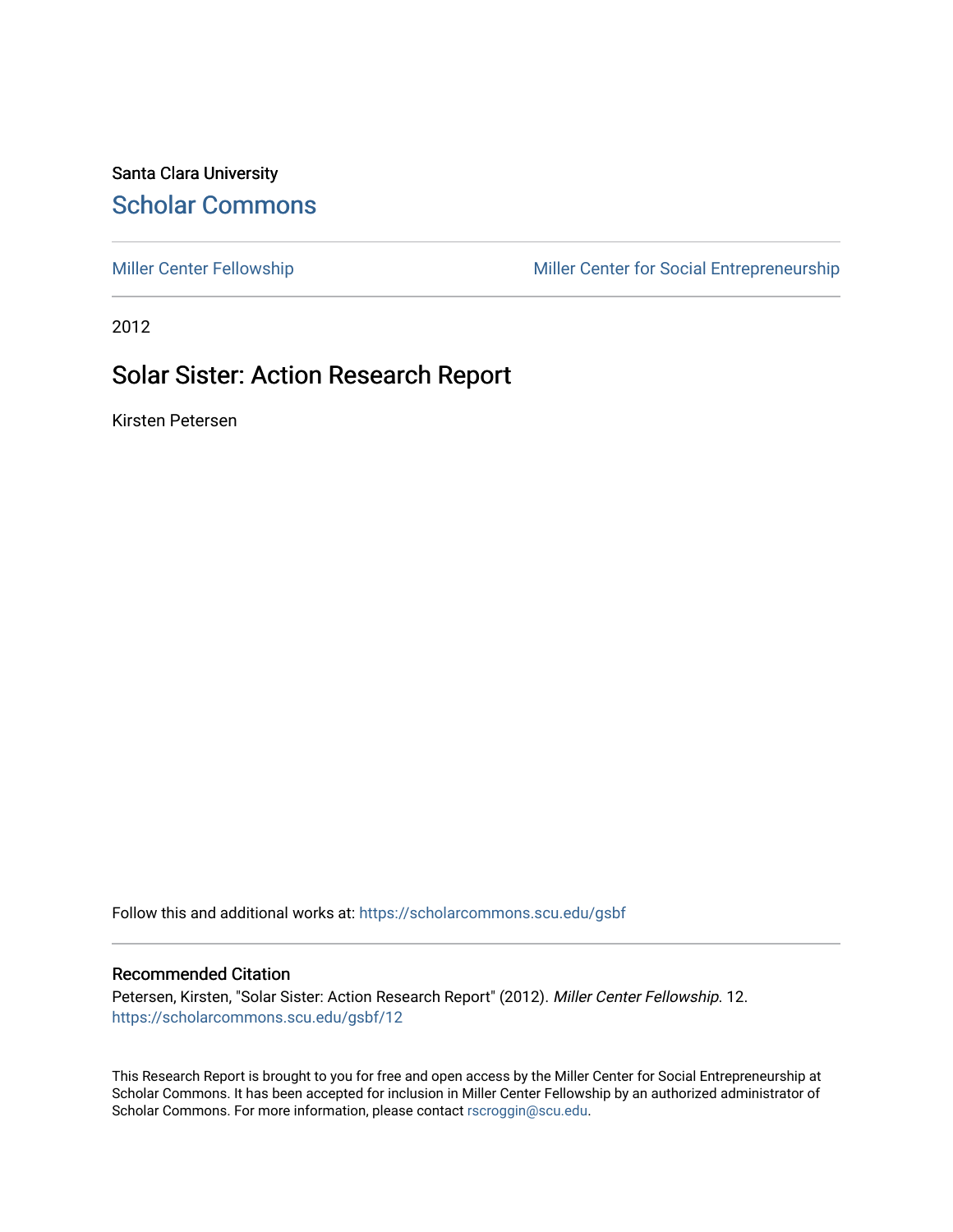Santa Clara University

## Scholar Commons

Miller Center Fellowship | Miller Center for Social Entrepreneurship

2012

# Solar Sister: Action Research Report

Kirsten Petersen

Follow this and additional works at: https://scholarcommons.scu.edu/gsbf

### Recommended Citation

Petersen, Kirsten, "Solar Sister: Action Research Report" (2012). *Miller Center Fellowship*. 12.
https://scholarcommons.scu.edu/gsbf/12

This Research Report is brought to you for free and open access by the Miller Center for Social Entrepreneurship at Scholar Commons. It has been accepted for inclusion in Miller Center Fellowship by an authorized administrator of Scholar Commons. For more information, please contact rscroggin@scu.edu.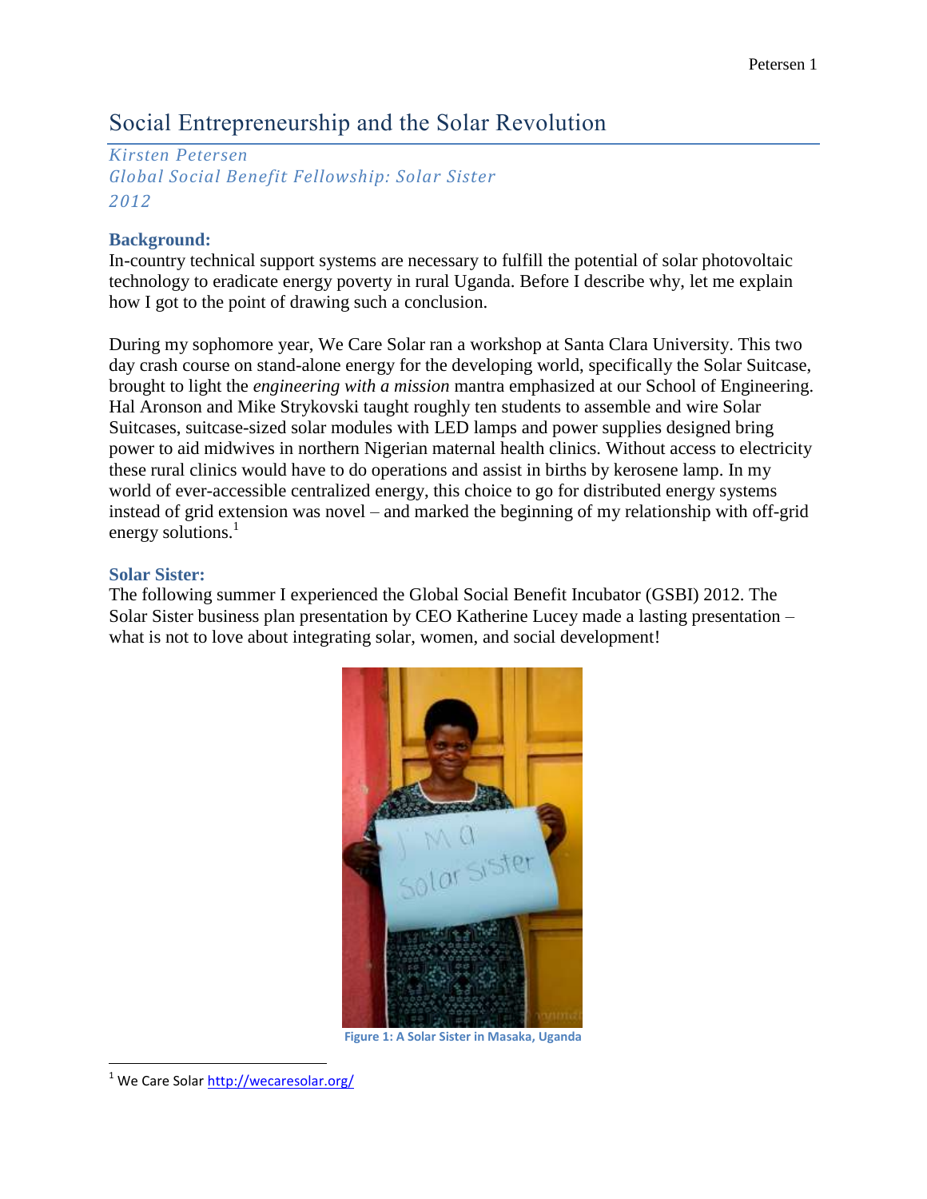# Social Entrepreneurship and the Solar Revolution

*Kirsten Petersen*
*Global Social Benefit Fellowship: Solar Sister*
*2012*

## Background:

In-country technical support systems are necessary to fulfill the potential of solar photovoltaic technology to eradicate energy poverty in rural Uganda. Before I describe why, let me explain how I got to the point of drawing such a conclusion.

During my sophomore year, We Care Solar ran a workshop at Santa Clara University. This two day crash course on stand-alone energy for the developing world, specifically the Solar Suitcase, brought to light the *engineering with a mission* mantra emphasized at our School of Engineering. Hal Aronson and Mike Strykovski taught roughly ten students to assemble and wire Solar Suitcases, suitcase-sized solar modules with LED lamps and power supplies designed bring power to aid midwives in northern Nigerian maternal health clinics. Without access to electricity these rural clinics would have to do operations and assist in births by kerosene lamp. In my world of ever-accessible centralized energy, this choice to go for distributed energy systems instead of grid extension was novel – and marked the beginning of my relationship with off-grid energy solutions.[1]

## Solar Sister:

The following summer I experienced the Global Social Benefit Incubator (GSBI) 2012. The Solar Sister business plan presentation by CEO Katherine Lucey made a lasting presentation – what is not to love about integrating solar, women, and social development!

Figure 1: A Solar Sister in Masaka, Uganda

[1] We Care Solar http://wecaresolar.org/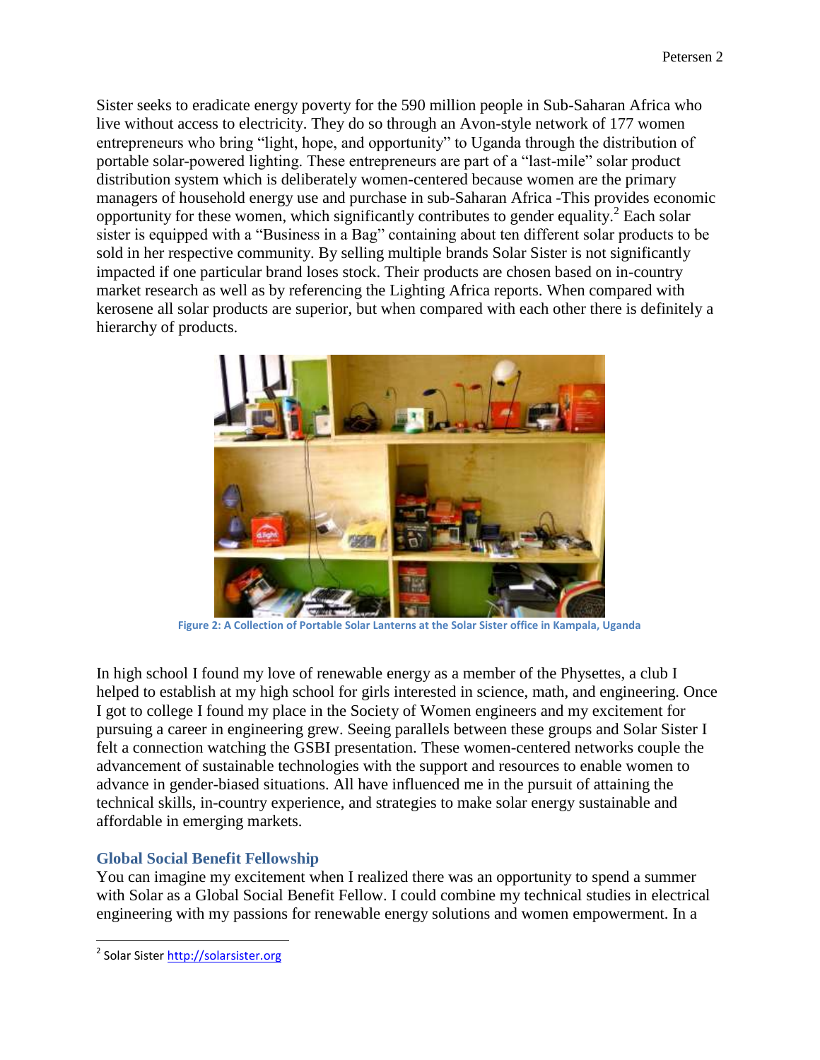Sister seeks to eradicate energy poverty for the 590 million people in Sub-Saharan Africa who live without access to electricity. They do so through an Avon-style network of 177 women entrepreneurs who bring "light, hope, and opportunity" to Uganda through the distribution of portable solar-powered lighting. These entrepreneurs are part of a "last-mile" solar product distribution system which is deliberately women-centered because women are the primary managers of household energy use and purchase in sub-Saharan Africa -This provides economic opportunity for these women, which significantly contributes to gender equality.[2] Each solar sister is equipped with a "Business in a Bag" containing about ten different solar products to be sold in her respective community. By selling multiple brands Solar Sister is not significantly impacted if one particular brand loses stock. Their products are chosen based on in-country market research as well as by referencing the Lighting Africa reports. When compared with kerosene all solar products are superior, but when compared with each other there is definitely a hierarchy of products.

**Figure 2: A Collection of Portable Solar Lanterns at the Solar Sister office in Kampala, Uganda**

In high school I found my love of renewable energy as a member of the Physettes, a club I helped to establish at my high school for girls interested in science, math, and engineering. Once I got to college I found my place in the Society of Women engineers and my excitement for pursuing a career in engineering grew. Seeing parallels between these groups and Solar Sister I felt a connection watching the GSBI presentation. These women-centered networks couple the advancement of sustainable technologies with the support and resources to enable women to advance in gender-biased situations. All have influenced me in the pursuit of attaining the technical skills, in-country experience, and strategies to make solar energy sustainable and affordable in emerging markets.

## Global Social Benefit Fellowship

You can imagine my excitement when I realized there was an opportunity to spend a summer with Solar as a Global Social Benefit Fellow. I could combine my technical studies in electrical engineering with my passions for renewable energy solutions and women empowerment. In a

---

[2] Solar Sister http://solarsister.org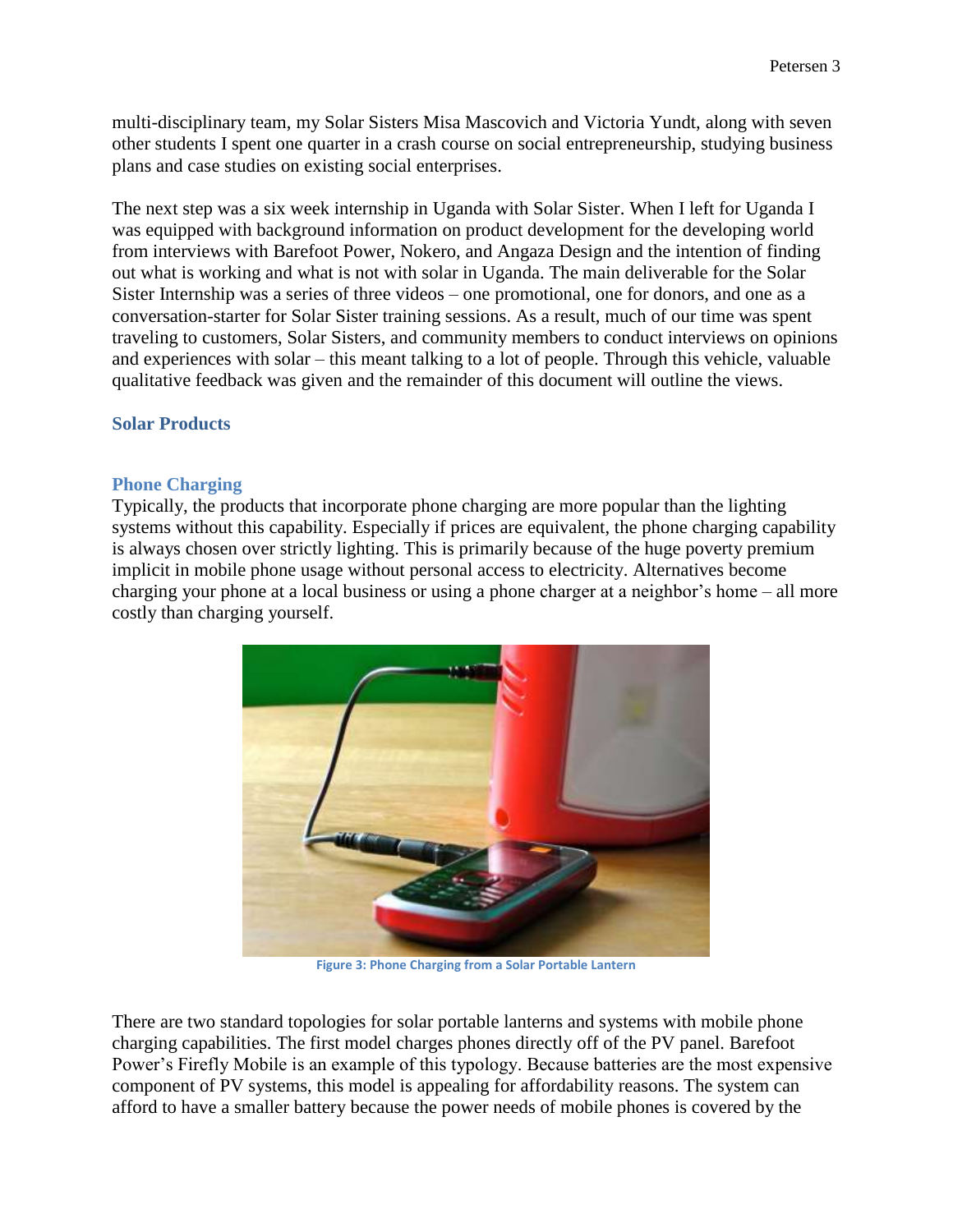multi-disciplinary team, my Solar Sisters Misa Mascovich and Victoria Yundt, along with seven other students I spent one quarter in a crash course on social entrepreneurship, studying business plans and case studies on existing social enterprises.

The next step was a six week internship in Uganda with Solar Sister. When I left for Uganda I was equipped with background information on product development for the developing world from interviews with Barefoot Power, Nokero, and Angaza Design and the intention of finding out what is working and what is not with solar in Uganda. The main deliverable for the Solar Sister Internship was a series of three videos – one promotional, one for donors, and one as a conversation-starter for Solar Sister training sessions. As a result, much of our time was spent traveling to customers, Solar Sisters, and community members to conduct interviews on opinions and experiences with solar – this meant talking to a lot of people. Through this vehicle, valuable qualitative feedback was given and the remainder of this document will outline the views.

## Solar Products

### Phone Charging

Typically, the products that incorporate phone charging are more popular than the lighting systems without this capability. Especially if prices are equivalent, the phone charging capability is always chosen over strictly lighting. This is primarily because of the huge poverty premium implicit in mobile phone usage without personal access to electricity. Alternatives become charging your phone at a local business or using a phone charger at a neighbor's home – all more costly than charging yourself.

Figure 3: Phone Charging from a Solar Portable Lantern

There are two standard topologies for solar portable lanterns and systems with mobile phone charging capabilities. The first model charges phones directly off of the PV panel. Barefoot Power's Firefly Mobile is an example of this typology. Because batteries are the most expensive component of PV systems, this model is appealing for affordability reasons. The system can afford to have a smaller battery because the power needs of mobile phones is covered by the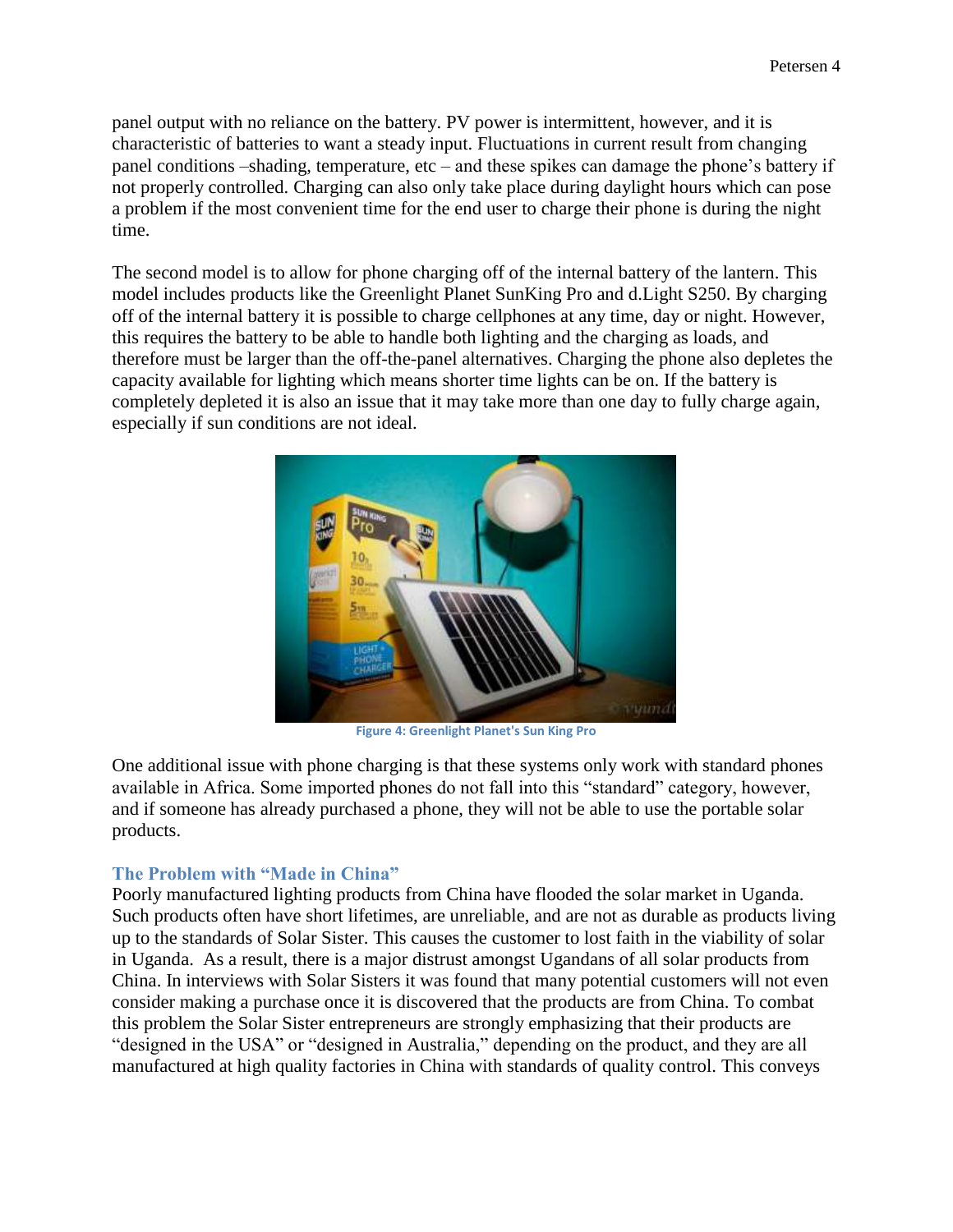panel output with no reliance on the battery. PV power is intermittent, however, and it is characteristic of batteries to want a steady input. Fluctuations in current result from changing panel conditions –shading, temperature, etc – and these spikes can damage the phone's battery if not properly controlled. Charging can also only take place during daylight hours which can pose a problem if the most convenient time for the end user to charge their phone is during the night time.

The second model is to allow for phone charging off of the internal battery of the lantern. This model includes products like the Greenlight Planet SunKing Pro and d.Light S250. By charging off of the internal battery it is possible to charge cellphones at any time, day or night. However, this requires the battery to be able to handle both lighting and the charging as loads, and therefore must be larger than the off-the-panel alternatives. Charging the phone also depletes the capacity available for lighting which means shorter time lights can be on. If the battery is completely depleted it is also an issue that it may take more than one day to fully charge again, especially if sun conditions are not ideal.

Figure 4: Greenlight Planet's Sun King Pro

One additional issue with phone charging is that these systems only work with standard phones available in Africa. Some imported phones do not fall into this "standard" category, however, and if someone has already purchased a phone, they will not be able to use the portable solar products.

### The Problem with "Made in China"

Poorly manufactured lighting products from China have flooded the solar market in Uganda. Such products often have short lifetimes, are unreliable, and are not as durable as products living up to the standards of Solar Sister. This causes the customer to lost faith in the viability of solar in Uganda. As a result, there is a major distrust amongst Ugandans of all solar products from China. In interviews with Solar Sisters it was found that many potential customers will not even consider making a purchase once it is discovered that the products are from China. To combat this problem the Solar Sister entrepreneurs are strongly emphasizing that their products are "designed in the USA" or "designed in Australia," depending on the product, and they are all manufactured at high quality factories in China with standards of quality control. This conveys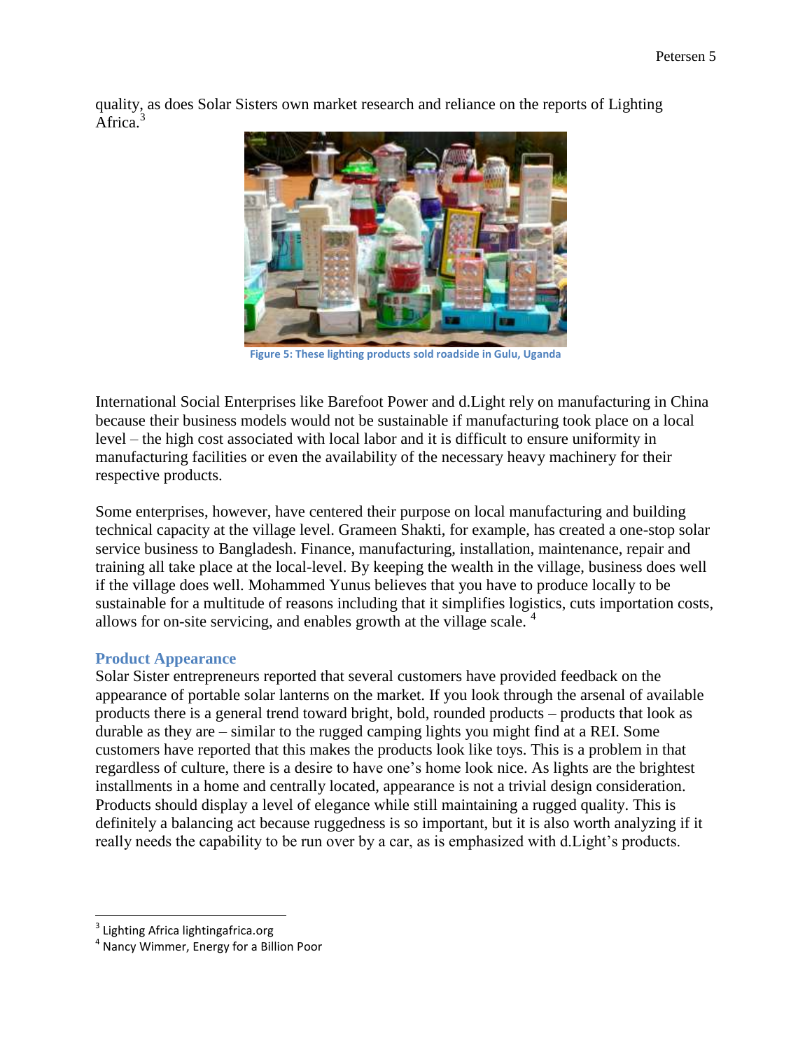quality, as does Solar Sisters own market research and reliance on the reports of Lighting Africa.[3]

Figure 5: These lighting products sold roadside in Gulu, Uganda

International Social Enterprises like Barefoot Power and d.Light rely on manufacturing in China because their business models would not be sustainable if manufacturing took place on a local level – the high cost associated with local labor and it is difficult to ensure uniformity in manufacturing facilities or even the availability of the necessary heavy machinery for their respective products.

Some enterprises, however, have centered their purpose on local manufacturing and building technical capacity at the village level. Grameen Shakti, for example, has created a one-stop solar service business to Bangladesh. Finance, manufacturing, installation, maintenance, repair and training all take place at the local-level. By keeping the wealth in the village, business does well if the village does well. Mohammed Yunus believes that you have to produce locally to be sustainable for a multitude of reasons including that it simplifies logistics, cuts importation costs, allows for on-site servicing, and enables growth at the village scale. [4]

### Product Appearance

Solar Sister entrepreneurs reported that several customers have provided feedback on the appearance of portable solar lanterns on the market. If you look through the arsenal of available products there is a general trend toward bright, bold, rounded products – products that look as durable as they are – similar to the rugged camping lights you might find at a REI. Some customers have reported that this makes the products look like toys. This is a problem in that regardless of culture, there is a desire to have one's home look nice. As lights are the brightest installments in a home and centrally located, appearance is not a trivial design consideration. Products should display a level of elegance while still maintaining a rugged quality. This is definitely a balancing act because ruggedness is so important, but it is also worth analyzing if it really needs the capability to be run over by a car, as is emphasized with d.Light's products.

---

[3] Lighting Africa lightingafrica.org

[4] Nancy Wimmer, Energy for a Billion Poor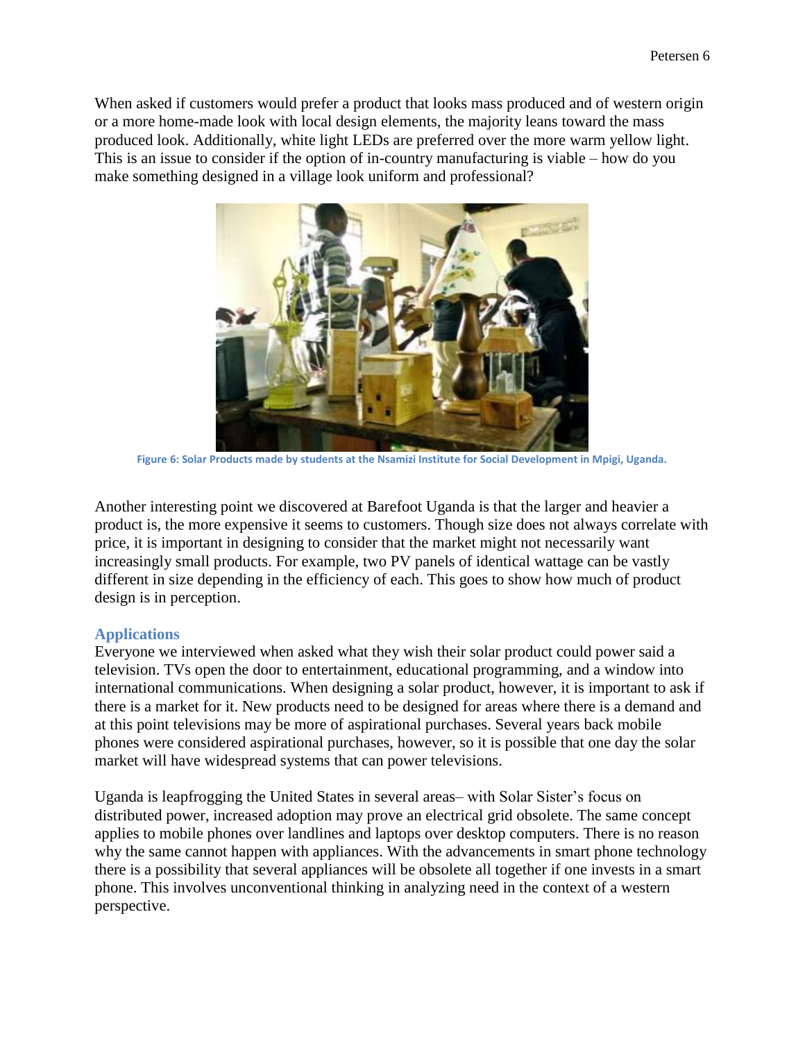When asked if customers would prefer a product that looks mass produced and of western origin or a more home-made look with local design elements, the majority leans toward the mass produced look. Additionally, white light LEDs are preferred over the more warm yellow light. This is an issue to consider if the option of in-country manufacturing is viable – how do you make something designed in a village look uniform and professional?

**Figure 6: Solar Products made by students at the Nsamizi Institute for Social Development in Mpigi, Uganda.**

Another interesting point we discovered at Barefoot Uganda is that the larger and heavier a product is, the more expensive it seems to customers. Though size does not always correlate with price, it is important in designing to consider that the market might not necessarily want increasingly small products. For example, two PV panels of identical wattage can be vastly different in size depending in the efficiency of each. This goes to show how much of product design is in perception.

## Applications

Everyone we interviewed when asked what they wish their solar product could power said a television. TVs open the door to entertainment, educational programming, and a window into international communications. When designing a solar product, however, it is important to ask if there is a market for it. New products need to be designed for areas where there is a demand and at this point televisions may be more of aspirational purchases. Several years back mobile phones were considered aspirational purchases, however, so it is possible that one day the solar market will have widespread systems that can power televisions.

Uganda is leapfrogging the United States in several areas– with Solar Sister's focus on distributed power, increased adoption may prove an electrical grid obsolete. The same concept applies to mobile phones over landlines and laptops over desktop computers. There is no reason why the same cannot happen with appliances. With the advancements in smart phone technology there is a possibility that several appliances will be obsolete all together if one invests in a smart phone. This involves unconventional thinking in analyzing need in the context of a western perspective.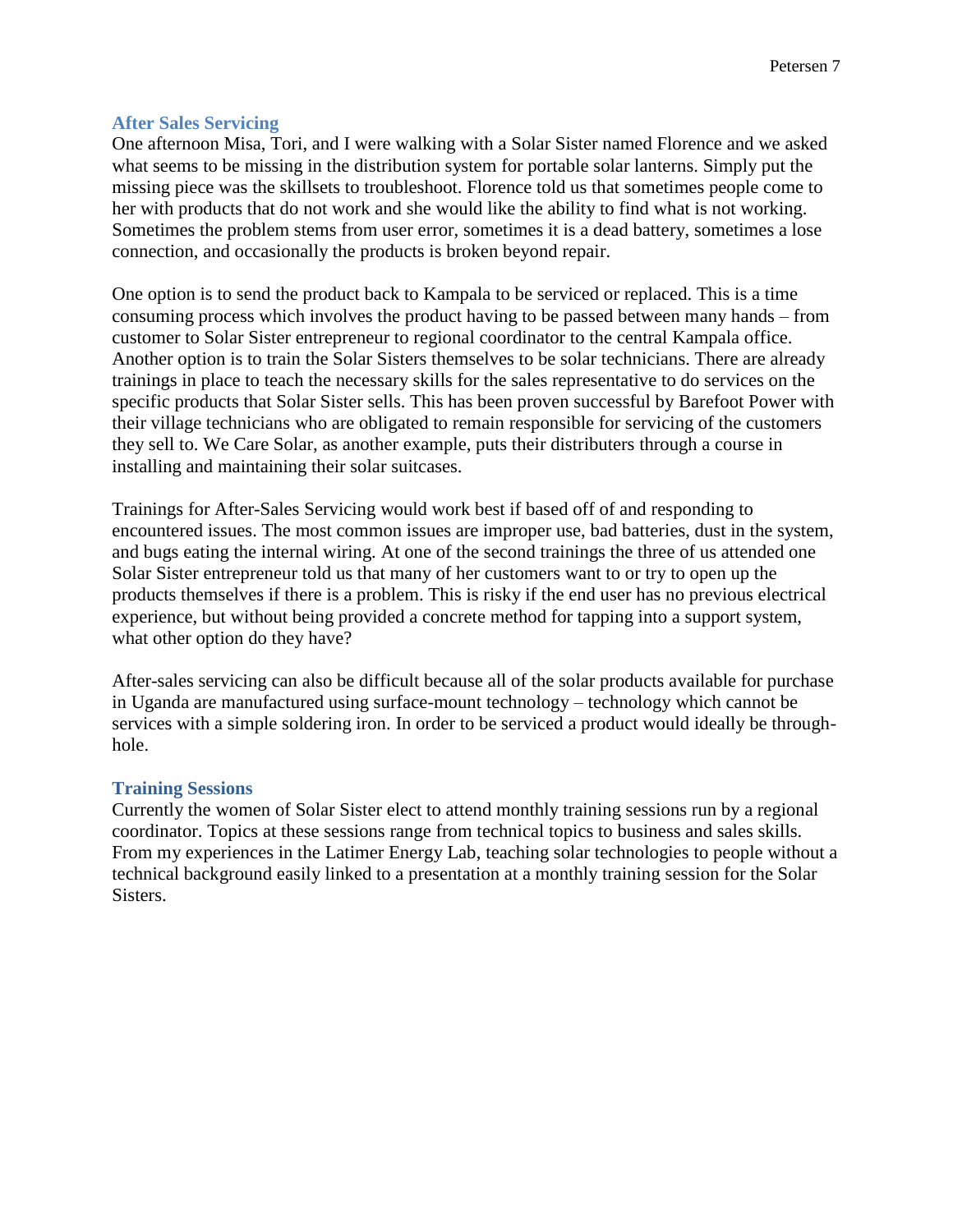### After Sales Servicing

One afternoon Misa, Tori, and I were walking with a Solar Sister named Florence and we asked what seems to be missing in the distribution system for portable solar lanterns. Simply put the missing piece was the skillsets to troubleshoot. Florence told us that sometimes people come to her with products that do not work and she would like the ability to find what is not working. Sometimes the problem stems from user error, sometimes it is a dead battery, sometimes a lose connection, and occasionally the products is broken beyond repair.

One option is to send the product back to Kampala to be serviced or replaced. This is a time consuming process which involves the product having to be passed between many hands – from customer to Solar Sister entrepreneur to regional coordinator to the central Kampala office. Another option is to train the Solar Sisters themselves to be solar technicians. There are already trainings in place to teach the necessary skills for the sales representative to do services on the specific products that Solar Sister sells. This has been proven successful by Barefoot Power with their village technicians who are obligated to remain responsible for servicing of the customers they sell to. We Care Solar, as another example, puts their distributers through a course in installing and maintaining their solar suitcases.

Trainings for After-Sales Servicing would work best if based off of and responding to encountered issues. The most common issues are improper use, bad batteries, dust in the system, and bugs eating the internal wiring. At one of the second trainings the three of us attended one Solar Sister entrepreneur told us that many of her customers want to or try to open up the products themselves if there is a problem. This is risky if the end user has no previous electrical experience, but without being provided a concrete method for tapping into a support system, what other option do they have?

After-sales servicing can also be difficult because all of the solar products available for purchase in Uganda are manufactured using surface-mount technology – technology which cannot be services with a simple soldering iron. In order to be serviced a product would ideally be through-hole.

### Training Sessions

Currently the women of Solar Sister elect to attend monthly training sessions run by a regional coordinator. Topics at these sessions range from technical topics to business and sales skills. From my experiences in the Latimer Energy Lab, teaching solar technologies to people without a technical background easily linked to a presentation at a monthly training session for the Solar Sisters.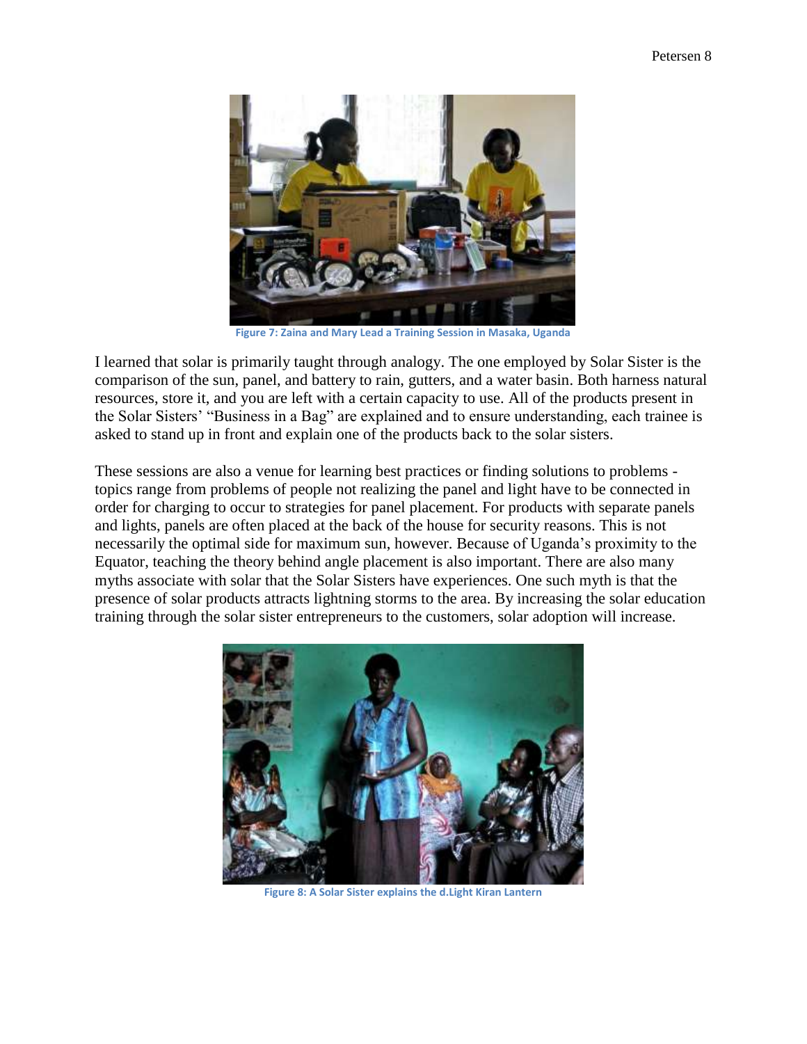Figure 7: Zaina and Mary Lead a Training Session in Masaka, Uganda

I learned that solar is primarily taught through analogy. The one employed by Solar Sister is the comparison of the sun, panel, and battery to rain, gutters, and a water basin. Both harness natural resources, store it, and you are left with a certain capacity to use. All of the products present in the Solar Sisters' "Business in a Bag" are explained and to ensure understanding, each trainee is asked to stand up in front and explain one of the products back to the solar sisters.

These sessions are also a venue for learning best practices or finding solutions to problems - topics range from problems of people not realizing the panel and light have to be connected in order for charging to occur to strategies for panel placement. For products with separate panels and lights, panels are often placed at the back of the house for security reasons. This is not necessarily the optimal side for maximum sun, however. Because of Uganda's proximity to the Equator, teaching the theory behind angle placement is also important. There are also many myths associate with solar that the Solar Sisters have experiences. One such myth is that the presence of solar products attracts lightning storms to the area. By increasing the solar education training through the solar sister entrepreneurs to the customers, solar adoption will increase.

Figure 8: A Solar Sister explains the d.Light Kiran Lantern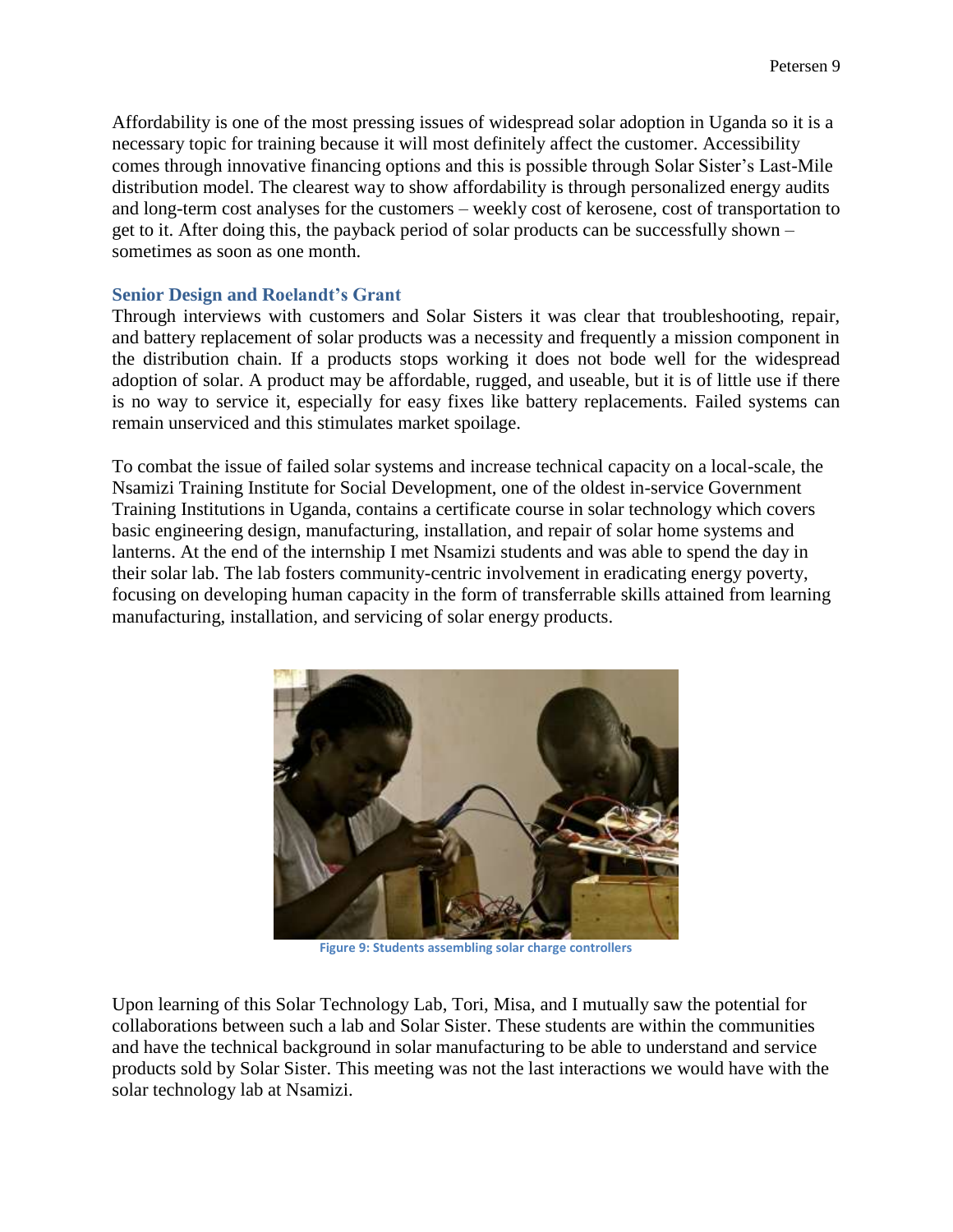Affordability is one of the most pressing issues of widespread solar adoption in Uganda so it is a necessary topic for training because it will most definitely affect the customer. Accessibility comes through innovative financing options and this is possible through Solar Sister's Last-Mile distribution model. The clearest way to show affordability is through personalized energy audits and long-term cost analyses for the customers – weekly cost of kerosene, cost of transportation to get to it. After doing this, the payback period of solar products can be successfully shown – sometimes as soon as one month.

### Senior Design and Roelandt's Grant

Through interviews with customers and Solar Sisters it was clear that troubleshooting, repair, and battery replacement of solar products was a necessity and frequently a mission component in the distribution chain. If a products stops working it does not bode well for the widespread adoption of solar. A product may be affordable, rugged, and useable, but it is of little use if there is no way to service it, especially for easy fixes like battery replacements. Failed systems can remain unserviced and this stimulates market spoilage.

To combat the issue of failed solar systems and increase technical capacity on a local-scale, the Nsamizi Training Institute for Social Development, one of the oldest in-service Government Training Institutions in Uganda, contains a certificate course in solar technology which covers basic engineering design, manufacturing, installation, and repair of solar home systems and lanterns. At the end of the internship I met Nsamizi students and was able to spend the day in their solar lab. The lab fosters community-centric involvement in eradicating energy poverty, focusing on developing human capacity in the form of transferrable skills attained from learning manufacturing, installation, and servicing of solar energy products.

Figure 9: Students assembling solar charge controllers

Upon learning of this Solar Technology Lab, Tori, Misa, and I mutually saw the potential for collaborations between such a lab and Solar Sister. These students are within the communities and have the technical background in solar manufacturing to be able to understand and service products sold by Solar Sister. This meeting was not the last interactions we would have with the solar technology lab at Nsamizi.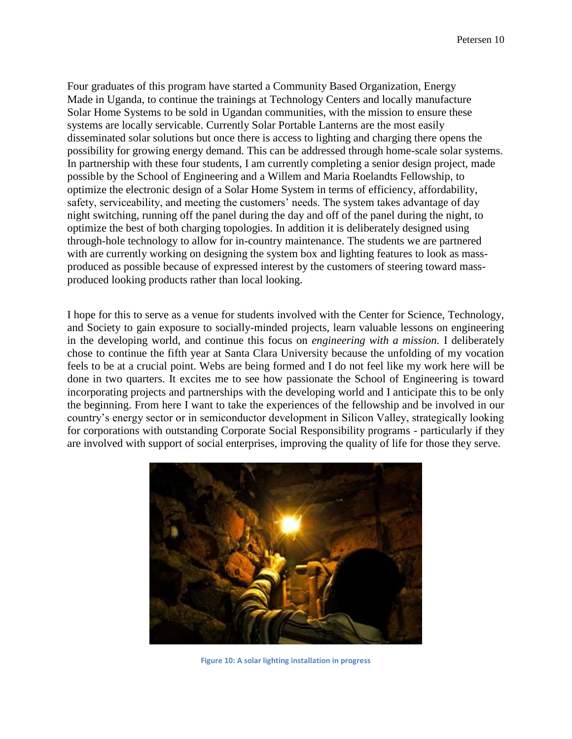Four graduates of this program have started a Community Based Organization, Energy Made in Uganda, to continue the trainings at Technology Centers and locally manufacture Solar Home Systems to be sold in Ugandan communities, with the mission to ensure these systems are locally servicable. Currently Solar Portable Lanterns are the most easily disseminated solar solutions but once there is access to lighting and charging there opens the possibility for growing energy demand. This can be addressed through home-scale solar systems. In partnership with these four students, I am currently completing a senior design project, made possible by the School of Engineering and a Willem and Maria Roelandts Fellowship, to optimize the electronic design of a Solar Home System in terms of efficiency, affordability, safety, serviceability, and meeting the customers' needs. The system takes advantage of day night switching, running off the panel during the day and off of the panel during the night, to optimize the best of both charging topologies. In addition it is deliberately designed using through-hole technology to allow for in-country maintenance. The students we are partnered with are currently working on designing the system box and lighting features to look as mass-produced as possible because of expressed interest by the customers of steering toward mass-produced looking products rather than local looking.

I hope for this to serve as a venue for students involved with the Center for Science, Technology, and Society to gain exposure to socially-minded projects, learn valuable lessons on engineering in the developing world, and continue this focus on *engineering with a mission.* I deliberately chose to continue the fifth year at Santa Clara University because the unfolding of my vocation feels to be at a crucial point. Webs are being formed and I do not feel like my work here will be done in two quarters. It excites me to see how passionate the School of Engineering is toward incorporating projects and partnerships with the developing world and I anticipate this to be only the beginning. From here I want to take the experiences of the fellowship and be involved in our country's energy sector or in semiconductor development in Silicon Valley, strategically looking for corporations with outstanding Corporate Social Responsibility programs - particularly if they are involved with support of social enterprises, improving the quality of life for those they serve.

**Figure 10: A solar lighting installation in progress**